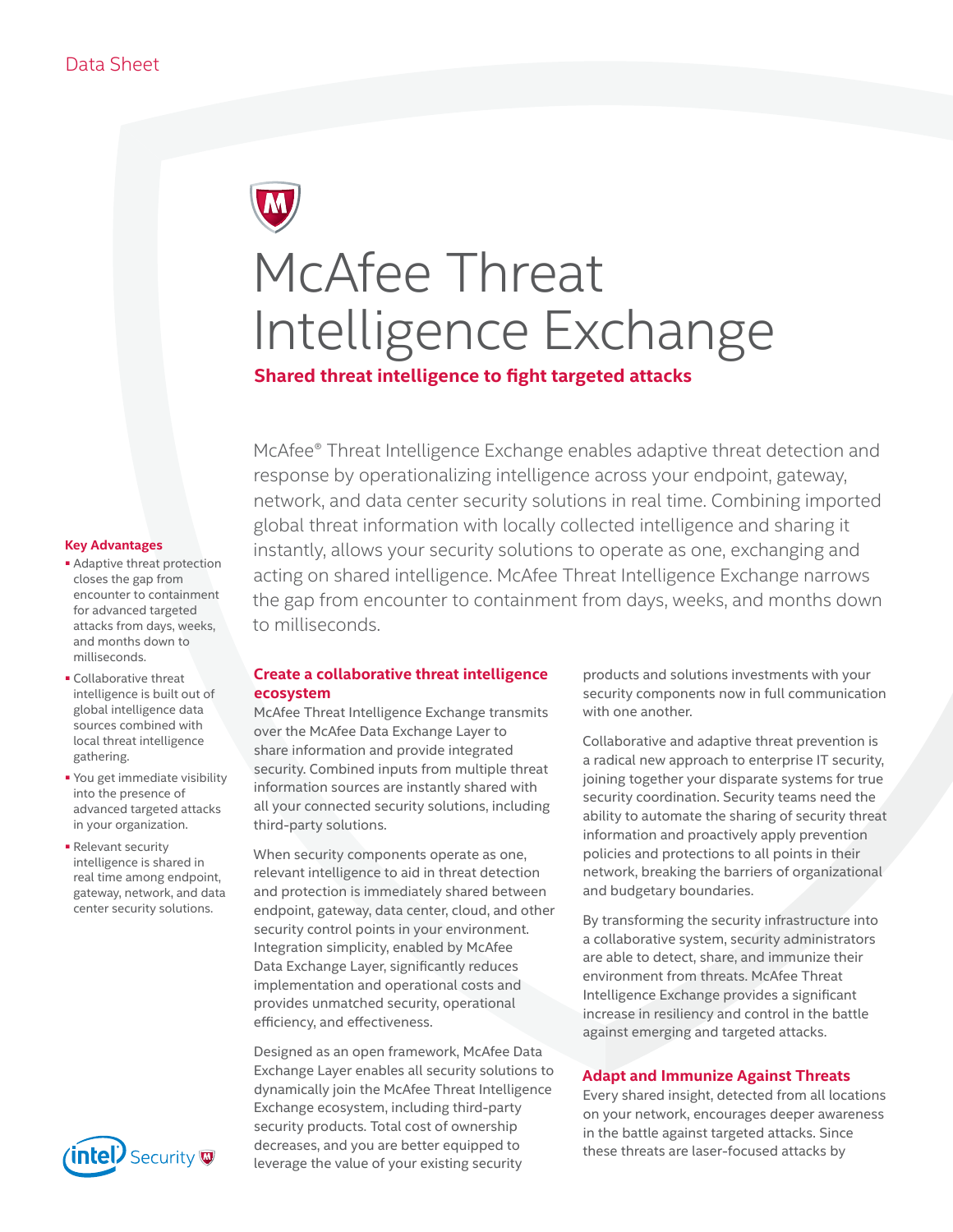Data Sheet

# McAfee Threat Intelligence Exchange

**Shared threat intelligence to fight targeted attacks**

McAfee® Threat Intelligence Exchange enables adaptive threat detection and response by operationalizing intelligence across your endpoint, gateway, network, and data center security solutions in real time. Combining imported global threat information with locally collected intelligence and sharing it instantly, allows your security solutions to operate as one, exchanging and acting on shared intelligence. McAfee Threat Intelligence Exchange narrows the gap from encounter to containment from days, weeks, and months down to milliseconds.

**Key Advantages**

- Adaptive threat protection closes the gap from encounter to containment for advanced targeted attacks from days, weeks, and months down to milliseconds.
- Collaborative threat intelligence is built out of global intelligence data sources combined with local threat intelligence gathering.
- You get immediate visibility into the presence of advanced targeted attacks in your organization.
- Relevant security intelligence is shared in real time among endpoint, gateway, network, and data center security solutions.

## Create a collaborative threat intelligence ecosystem

McAfee Threat Intelligence Exchange transmits over the McAfee Data Exchange Layer to share information and provide integrated security. Combined inputs from multiple threat information sources are instantly shared with all your connected security solutions, including third-party solutions.

When security components operate as one, relevant intelligence to aid in threat detection and protection is immediately shared between endpoint, gateway, data center, cloud, and other security control points in your environment. Integration simplicity, enabled by McAfee Data Exchange Layer, significantly reduces implementation and operational costs and provides unmatched security, operational efficiency, and effectiveness.

Designed as an open framework, McAfee Data Exchange Layer enables all security solutions to dynamically join the McAfee Threat Intelligence Exchange ecosystem, including third-party security products. Total cost of ownership decreases, and you are better equipped to leverage the value of your existing security products and solutions investments with your security components now in full communication with one another.

Collaborative and adaptive threat prevention is a radical new approach to enterprise IT security, joining together your disparate systems for true security coordination. Security teams need the ability to automate the sharing of security threat information and proactively apply prevention policies and protections to all points in their network, breaking the barriers of organizational and budgetary boundaries.

By transforming the security infrastructure into a collaborative system, security administrators are able to detect, share, and immunize their environment from threats. McAfee Threat Intelligence Exchange provides a significant increase in resiliency and control in the battle against emerging and targeted attacks.

## Adapt and Immunize Against Threats

Every shared insight, detected from all locations on your network, encourages deeper awareness in the battle against targeted attacks. Since these threats are laser-focused attacks by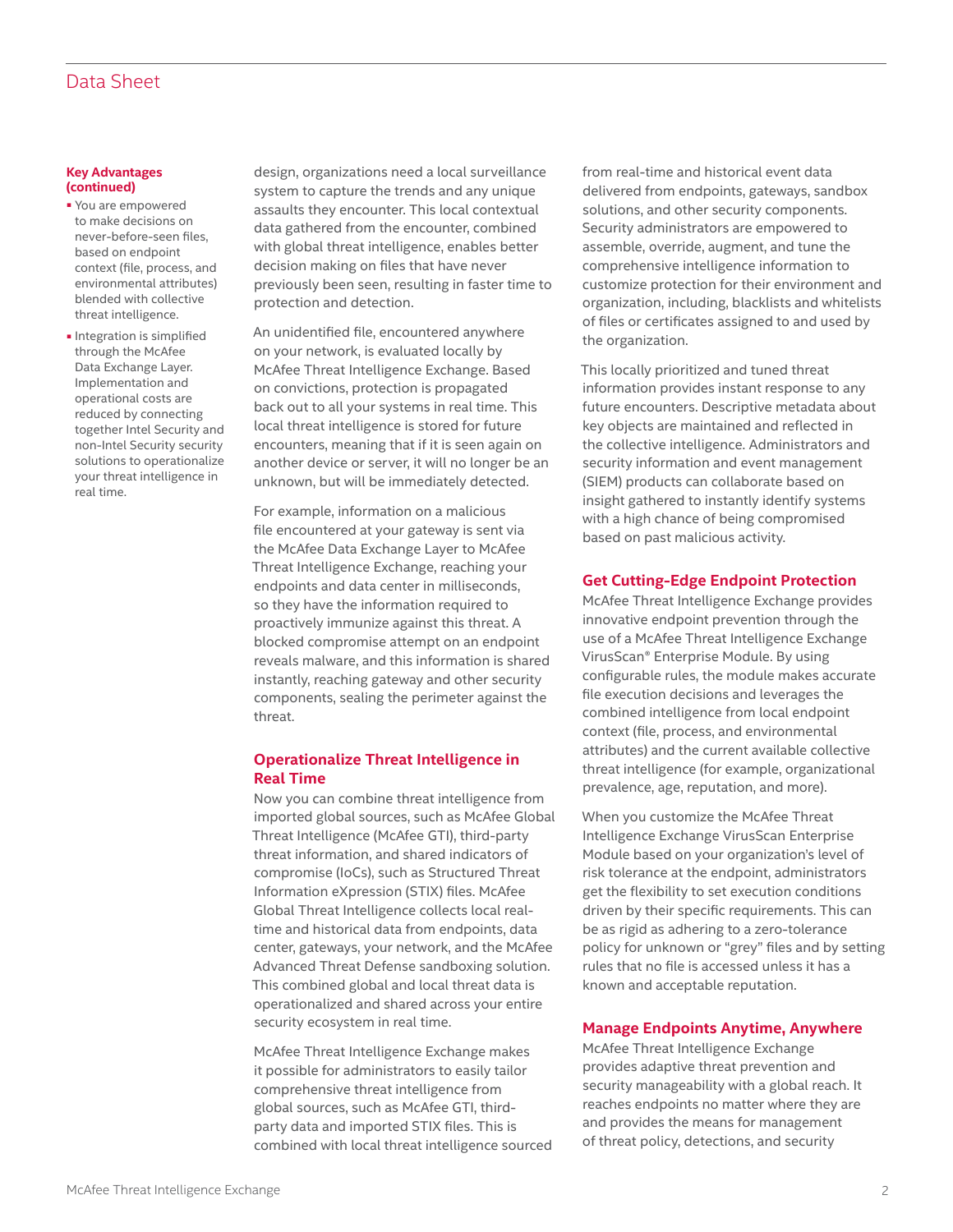**Key Advantages (continued)**

- You are empowered to make decisions on never-before-seen files, based on endpoint context (file, process, and environmental attributes) blended with collective threat intelligence.
- Integration is simplified through the McAfee Data Exchange Layer. Implementation and operational costs are reduced by connecting together Intel Security and non-Intel Security security solutions to operationalize your threat intelligence in real time.

design, organizations need a local surveillance system to capture the trends and any unique assaults they encounter. This local contextual data gathered from the encounter, combined with global threat intelligence, enables better decision making on files that have never previously been seen, resulting in faster time to protection and detection.

An unidentified file, encountered anywhere on your network, is evaluated locally by McAfee Threat Intelligence Exchange. Based on convictions, protection is propagated back out to all your systems in real time. This local threat intelligence is stored for future encounters, meaning that if it is seen again on another device or server, it will no longer be an unknown, but will be immediately detected.

For example, information on a malicious file encountered at your gateway is sent via the McAfee Data Exchange Layer to McAfee Threat Intelligence Exchange, reaching your endpoints and data center in milliseconds, so they have the information required to proactively immunize against this threat. A blocked compromise attempt on an endpoint reveals malware, and this information is shared instantly, reaching gateway and other security components, sealing the perimeter against the threat.

## Operationalize Threat Intelligence in Real Time

Now you can combine threat intelligence from imported global sources, such as McAfee Global Threat Intelligence (McAfee GTI), third-party threat information, and shared indicators of compromise (IoCs), such as Structured Threat Information eXpression (STIX) files. McAfee Global Threat Intelligence collects local real-time and historical data from endpoints, data center, gateways, your network, and the McAfee Advanced Threat Defense sandboxing solution. This combined global and local threat data is operationalized and shared across your entire security ecosystem in real time.

McAfee Threat Intelligence Exchange makes it possible for administrators to easily tailor comprehensive threat intelligence from global sources, such as McAfee GTI, third-party data and imported STIX files. This is combined with local threat intelligence sourced from real-time and historical event data delivered from endpoints, gateways, sandbox solutions, and other security components. Security administrators are empowered to assemble, override, augment, and tune the comprehensive intelligence information to customize protection for their environment and organization, including, blacklists and whitelists of files or certificates assigned to and used by the organization.

This locally prioritized and tuned threat information provides instant response to any future encounters. Descriptive metadata about key objects are maintained and reflected in the collective intelligence. Administrators and security information and event management (SIEM) products can collaborate based on insight gathered to instantly identify systems with a high chance of being compromised based on past malicious activity.

## Get Cutting-Edge Endpoint Protection

McAfee Threat Intelligence Exchange provides innovative endpoint prevention through the use of a McAfee Threat Intelligence Exchange VirusScan® Enterprise Module. By using configurable rules, the module makes accurate file execution decisions and leverages the combined intelligence from local endpoint context (file, process, and environmental attributes) and the current available collective threat intelligence (for example, organizational prevalence, age, reputation, and more).

When you customize the McAfee Threat Intelligence Exchange VirusScan Enterprise Module based on your organization's level of risk tolerance at the endpoint, administrators get the flexibility to set execution conditions driven by their specific requirements. This can be as rigid as adhering to a zero-tolerance policy for unknown or "grey" files and by setting rules that no file is accessed unless it has a known and acceptable reputation.

## Manage Endpoints Anytime, Anywhere

McAfee Threat Intelligence Exchange provides adaptive threat prevention and security manageability with a global reach. It reaches endpoints no matter where they are and provides the means for management of threat policy, detections, and security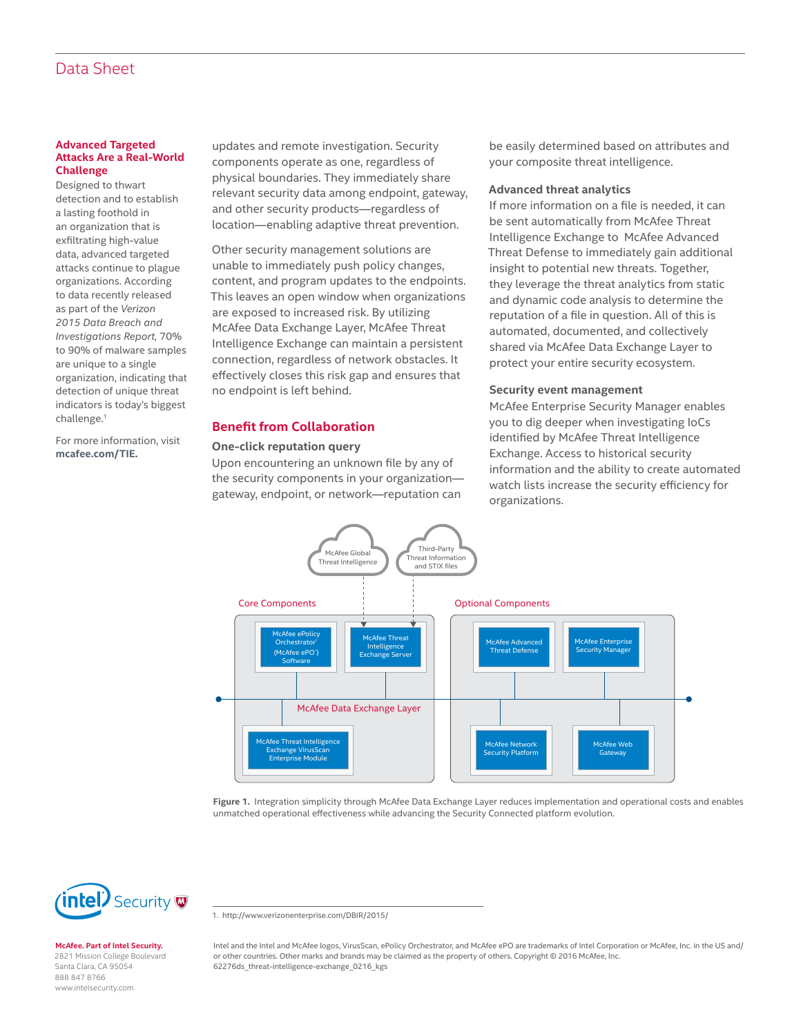### Advanced Targeted Attacks Are a Real-World Challenge

Designed to thwart detection and to establish a lasting foothold in an organization that is exfiltrating high-value data, advanced targeted attacks continue to plague organizations. According to data recently released as part of the *Verizon 2015 Data Breach and Investigations Report,* 70% to 90% of malware samples are unique to a single organization, indicating that detection of unique threat indicators is today's biggest challenge.[1]

For more information, visit **mcafee.com/TIE.**

updates and remote investigation. Security components operate as one, regardless of physical boundaries. They immediately share relevant security data among endpoint, gateway, and other security products—regardless of location—enabling adaptive threat prevention.

Other security management solutions are unable to immediately push policy changes, content, and program updates to the endpoints. This leaves an open window when organizations are exposed to increased risk. By utilizing McAfee Data Exchange Layer, McAfee Threat Intelligence Exchange can maintain a persistent connection, regardless of network obstacles. It effectively closes this risk gap and ensures that no endpoint is left behind.

## Benefit from Collaboration

### One-click reputation query

Upon encountering an unknown file by any of the security components in your organization—gateway, endpoint, or network—reputation can be easily determined based on attributes and your composite threat intelligence.

### Advanced threat analytics

If more information on a file is needed, it can be sent automatically from McAfee Threat Intelligence Exchange to McAfee Advanced Threat Defense to immediately gain additional insight to potential new threats. Together, they leverage the threat analytics from static and dynamic code analysis to determine the reputation of a file in question. All of this is automated, documented, and collectively shared via McAfee Data Exchange Layer to protect your entire security ecosystem.

### Security event management

McAfee Enterprise Security Manager enables you to dig deeper when investigating IoCs identified by McAfee Threat Intelligence Exchange. Access to historical security information and the ability to create automated watch lists increase the security efficiency for organizations.

McAfee Global Threat Intelligence

Third-Party Threat Information and STIX files

Core Components

McAfee ePolicy Orchestrator (McAfee ePO) Software

McAfee Threat Intelligence Exchange Server

McAfee Threat Intelligence Exchange VirusScan Enterprise Module

McAfee Data Exchange Layer

Optional Components

McAfee Advanced Threat Defense

McAfee Enterprise Security Manager

McAfee Network Security Platform

McAfee Web Gateway

**Figure 1.** Integration simplicity through McAfee Data Exchange Layer reduces implementation and operational costs and enables unmatched operational effectiveness while advancing the Security Connected platform evolution.

1. http://www.verizonenterprise.com/DBIR/2015/

**McAfee. Part of Intel Security.**
2821 Mission College Boulevard
Santa Clara, CA 95054
888 847 8766
www.intelsecurity.com

Intel and the Intel and McAfee logos, VirusScan, ePolicy Orchestrator, and McAfee ePO are trademarks of Intel Corporation or McAfee, Inc. in the US and/or other countries. Other marks and brands may be claimed as the property of others. Copyright © 2016 McAfee, Inc.
62276ds_threat-intelligence-exchange_0216_kgs